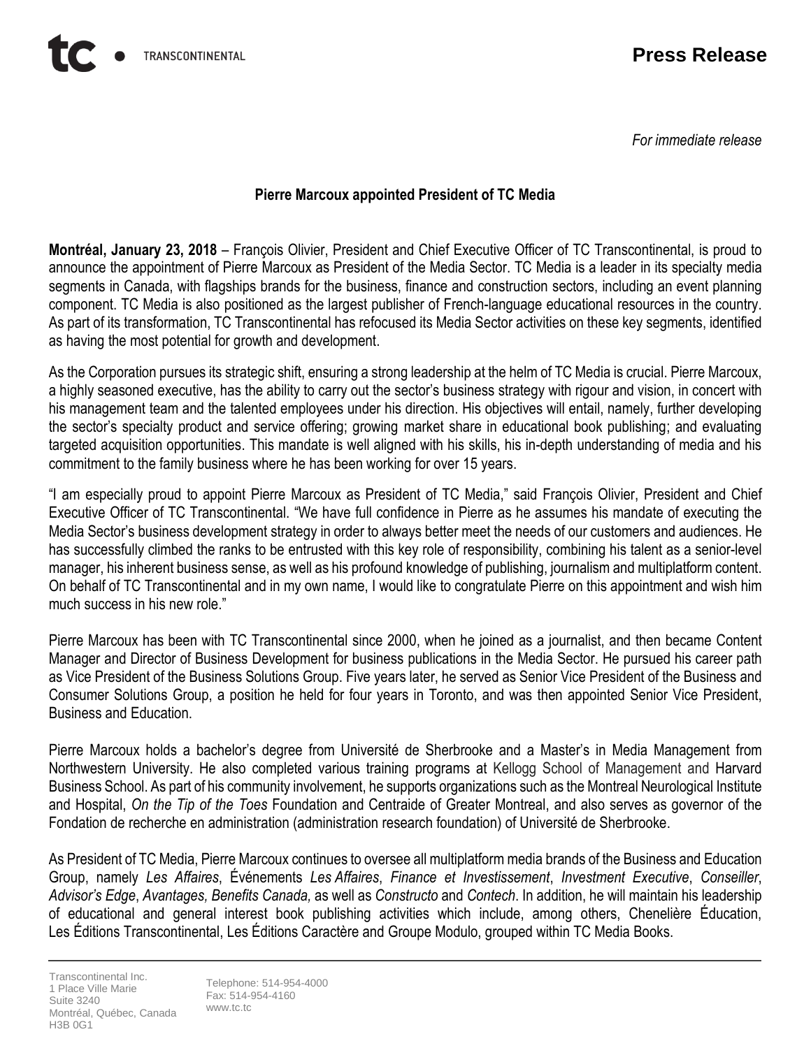TRANSCONTINENTAL

**Press Release**

*For immediate release*

## Pierre Marcoux appointed President of TC Media

**Montréal, January 23, 2018** – François Olivier, President and Chief Executive Officer of TC Transcontinental, is proud to announce the appointment of Pierre Marcoux as President of the Media Sector. TC Media is a leader in its specialty media segments in Canada, with flagships brands for the business, finance and construction sectors, including an event planning component. TC Media is also positioned as the largest publisher of French-language educational resources in the country. As part of its transformation, TC Transcontinental has refocused its Media Sector activities on these key segments, identified as having the most potential for growth and development.

As the Corporation pursues its strategic shift, ensuring a strong leadership at the helm of TC Media is crucial. Pierre Marcoux, a highly seasoned executive, has the ability to carry out the sector's business strategy with rigour and vision, in concert with his management team and the talented employees under his direction. His objectives will entail, namely, further developing the sector's specialty product and service offering; growing market share in educational book publishing; and evaluating targeted acquisition opportunities. This mandate is well aligned with his skills, his in-depth understanding of media and his commitment to the family business where he has been working for over 15 years.

"I am especially proud to appoint Pierre Marcoux as President of TC Media," said François Olivier, President and Chief Executive Officer of TC Transcontinental. "We have full confidence in Pierre as he assumes his mandate of executing the Media Sector's business development strategy in order to always better meet the needs of our customers and audiences. He has successfully climbed the ranks to be entrusted with this key role of responsibility, combining his talent as a senior-level manager, his inherent business sense, as well as his profound knowledge of publishing, journalism and multiplatform content. On behalf of TC Transcontinental and in my own name, I would like to congratulate Pierre on this appointment and wish him much success in his new role."

Pierre Marcoux has been with TC Transcontinental since 2000, when he joined as a journalist, and then became Content Manager and Director of Business Development for business publications in the Media Sector. He pursued his career path as Vice President of the Business Solutions Group. Five years later, he served as Senior Vice President of the Business and Consumer Solutions Group, a position he held for four years in Toronto, and was then appointed Senior Vice President, Business and Education.

Pierre Marcoux holds a bachelor's degree from Université de Sherbrooke and a Master's in Media Management from Northwestern University. He also completed various training programs at Kellogg School of Management and Harvard Business School. As part of his community involvement, he supports organizations such as the Montreal Neurological Institute and Hospital, *On the Tip of the Toes* Foundation and Centraide of Greater Montreal, and also serves as governor of the Fondation de recherche en administration (administration research foundation) of Université de Sherbrooke.

As President of TC Media, Pierre Marcoux continues to oversee all multiplatform media brands of the Business and Education Group, namely *Les Affaires*, Événements *Les Affaires*, *Finance et Investissement*, *Investment Executive*, *Conseiller*, *Advisor's Edge*, *Avantages, Benefits Canada,* as well as *Constructo* and *Contech*. In addition, he will maintain his leadership of educational and general interest book publishing activities which include, among others, Chenelière Éducation, Les Éditions Transcontinental, Les Éditions Caractère and Groupe Modulo, grouped within TC Media Books.

Transcontinental Inc.
1 Place Ville Marie
Suite 3240
Montréal, Québec, Canada
H3B 0G1

Telephone: 514-954-4000
Fax: 514-954-4160
www.tc.tc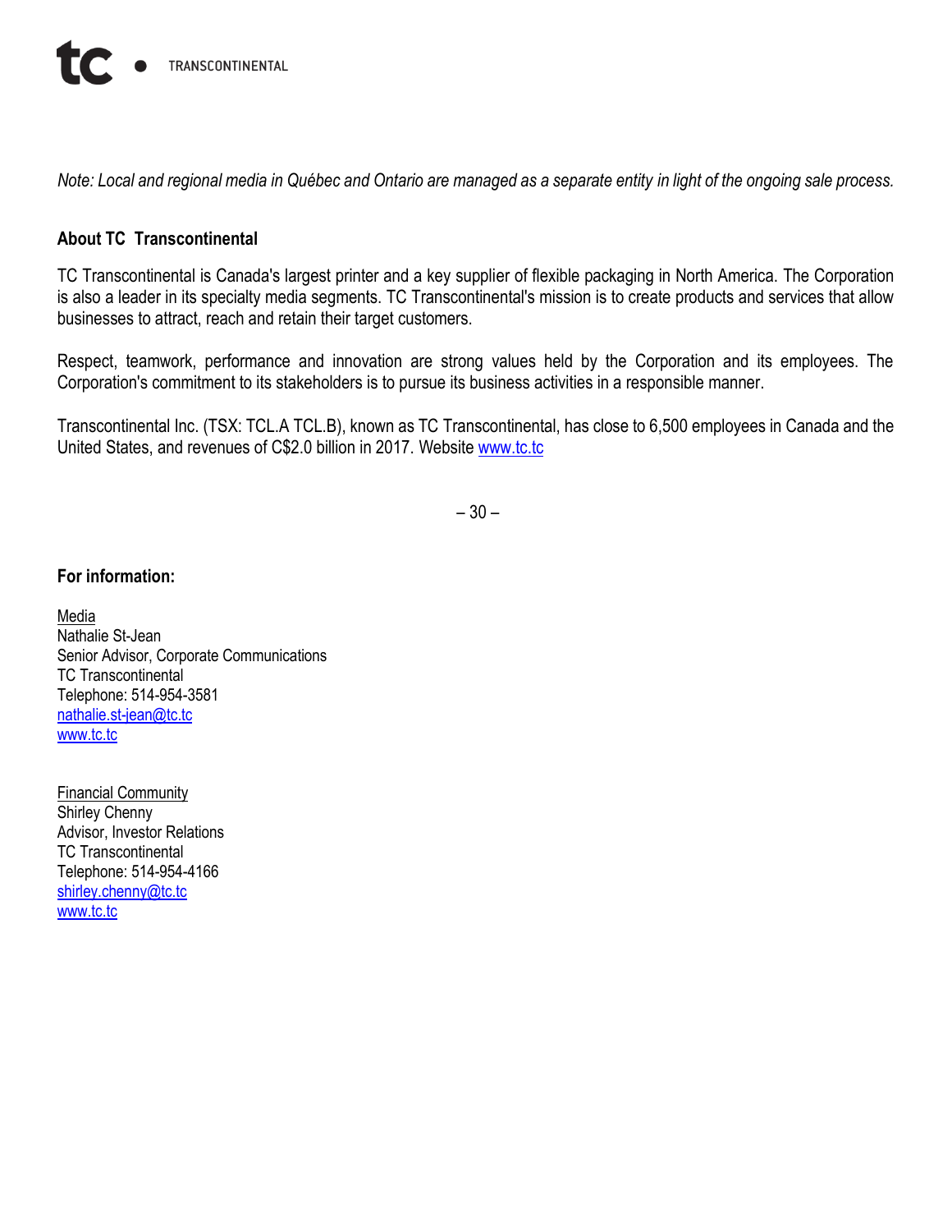*Note: Local and regional media in Québec and Ontario are managed as a separate entity in light of the ongoing sale process.*

**About TC Transcontinental**

TC Transcontinental is Canada's largest printer and a key supplier of flexible packaging in North America. The Corporation is also a leader in its specialty media segments. TC Transcontinental's mission is to create products and services that allow businesses to attract, reach and retain their target customers.

Respect, teamwork, performance and innovation are strong values held by the Corporation and its employees. The Corporation's commitment to its stakeholders is to pursue its business activities in a responsible manner.

Transcontinental Inc. (TSX: TCL.A TCL.B), known as TC Transcontinental, has close to 6,500 employees in Canada and the United States, and revenues of C$2.0 billion in 2017. Website www.tc.tc

– 30 –

**For information:**

Media
Nathalie St-Jean
Senior Advisor, Corporate Communications
TC Transcontinental
Telephone: 514-954-3581
nathalie.st-jean@tc.tc
www.tc.tc

Financial Community
Shirley Chenny
Advisor, Investor Relations
TC Transcontinental
Telephone: 514-954-4166
shirley.chenny@tc.tc
www.tc.tc